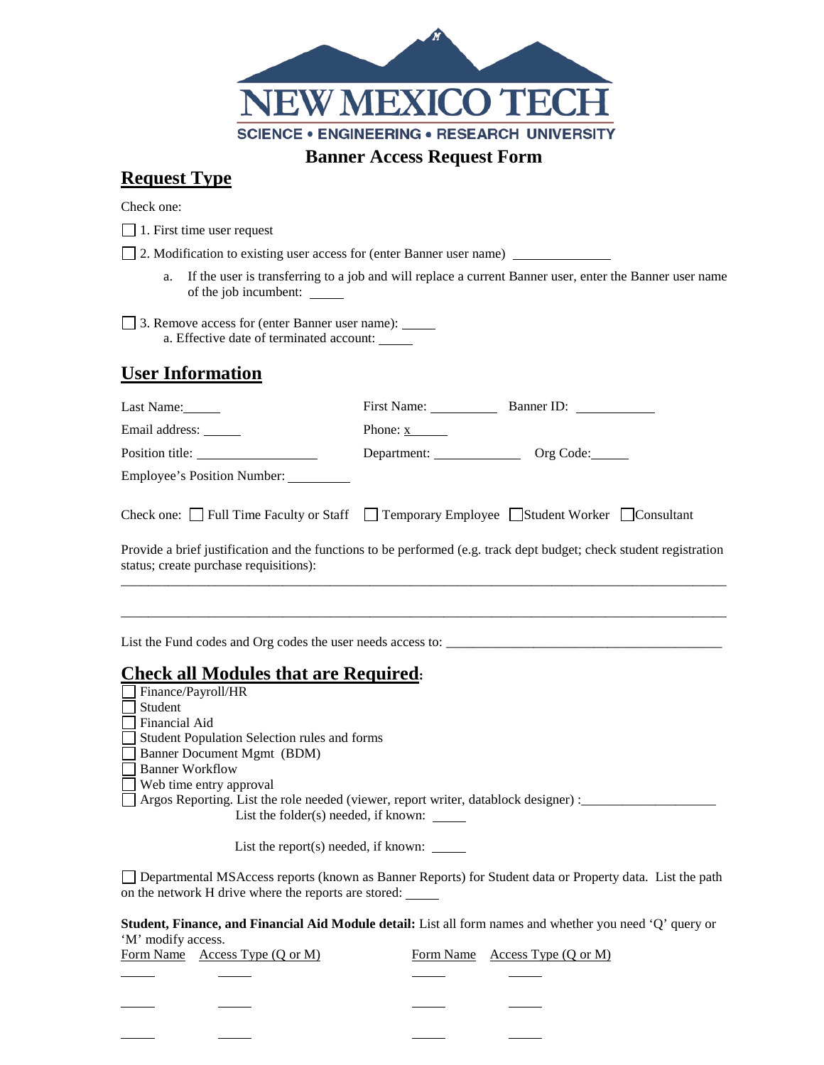NEW MEXICO TECH

SCIENCE • ENGINEERING • RESEARCH UNIVERSITY

# Banner Access Request Form

## Request Type

Check one:

☐ 1. First time user request

☐ 2. Modification to existing user access for (enter Banner user name) ______________

a. If the user is transferring to a job and will replace a current Banner user, enter the Banner user name of the job incumbent: _____

☐ 3. Remove access for (enter Banner user name): _____

a. Effective date of terminated account: _____

## User Information

Last Name:_____ First Name: _________ Banner ID: ___________

Email address: _____ Phone: x_____

Position title: _________________ Department: ____________ Org Code:_____

Employee's Position Number: _________

Check one: ☐ Full Time Faculty or Staff ☐ Temporary Employee ☐ Student Worker ☐ Consultant

Provide a brief justification and the functions to be performed (e.g. track dept budget; check student registration status; create purchase requisitions):

_______________________________________________________________________________

_______________________________________________________________________________

List the Fund codes and Org codes the user needs access to: ________________________________________

## Check all Modules that are Required:

☐ Finance/Payroll/HR
☐ Student
☐ Financial Aid
☐ Student Population Selection rules and forms
☐ Banner Document Mgmt (BDM)
☐ Banner Workflow
☐ Web time entry approval
☐ Argos Reporting. List the role needed (viewer, report writer, datablock designer) :___________________

List the folder(s) needed, if known: _____

List the report(s) needed, if known: _____

☐ Departmental MSAccess reports (known as Banner Reports) for Student data or Property data. List the path on the network H drive where the reports are stored: _____

**Student, Finance, and Financial Aid Module detail:** List all form names and whether you need 'Q' query or 'M' modify access.

| Form Name | Access Type (Q or M) | Form Name | Access Type (Q or M) |
|---|---|---|---|
| _____ | _____ | _____ | _____ |
| _____ | _____ | _____ | _____ |
| _____ | _____ | _____ | _____ |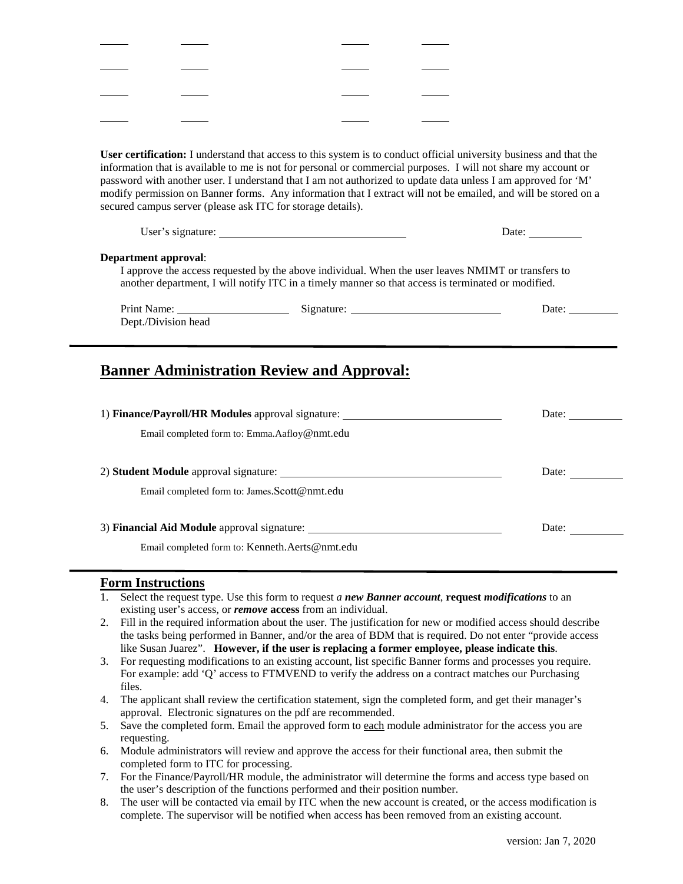| | | | |
|---|---|---|---|
| _____ | _____ | _____ | _____ |
| _____ | _____ | _____ | _____ |
| _____ | _____ | _____ | _____ |
| _____ | _____ | _____ | _____ |

**User certification:** I understand that access to this system is to conduct official university business and that the information that is available to me is not for personal or commercial purposes. I will not share my account or password with another user. I understand that I am not authorized to update data unless I am approved for 'M' modify permission on Banner forms. Any information that I extract will not be emailed, and will be stored on a secured campus server (please ask ITC for storage details).

User's signature: ______________________________ Date: __________

**Department approval**:

I approve the access requested by the above individual. When the user leaves NMIMT or transfers to another department, I will notify ITC in a timely manner so that access is terminated or modified.

Print Name: ____________________ Signature: __________________________ Date: __________
Dept./Division head

---

## Banner Administration Review and Approval:

1) **Finance/Payroll/HR Modules** approval signature: ____________________________ Date: __________

Email completed form to: Emma.Aafloy@nmt.edu

2) **Student Module** approval signature: ________________________________________ Date: __________

Email completed form to: James.Scott@nmt.edu

3) **Financial Aid Module** approval signature: ________________________________ Date: __________

Email completed form to: Kenneth.Aerts@nmt.edu

---

## Form Instructions

1. Select the request type. Use this form to request ***a new Banner account***, **request *modifications*** to an existing user's access, or ***remove* access** from an individual.
2. Fill in the required information about the user. The justification for new or modified access should describe the tasks being performed in Banner, and/or the area of BDM that is required. Do not enter "provide access like Susan Juarez". **However, if the user is replacing a former employee, please indicate this**.
3. For requesting modifications to an existing account, list specific Banner forms and processes you require. For example: add 'Q' access to FTMVEND to verify the address on a contract matches our Purchasing files.
4. The applicant shall review the certification statement, sign the completed form, and get their manager's approval. Electronic signatures on the pdf are recommended.
5. Save the completed form. Email the approved form to <u>each</u> module administrator for the access you are requesting.
6. Module administrators will review and approve the access for their functional area, then submit the completed form to ITC for processing.
7. For the Finance/Payroll/HR module, the administrator will determine the forms and access type based on the user's description of the functions performed and their position number.
8. The user will be contacted via email by ITC when the new account is created, or the access modification is complete. The supervisor will be notified when access has been removed from an existing account.

version: Jan 7, 2020